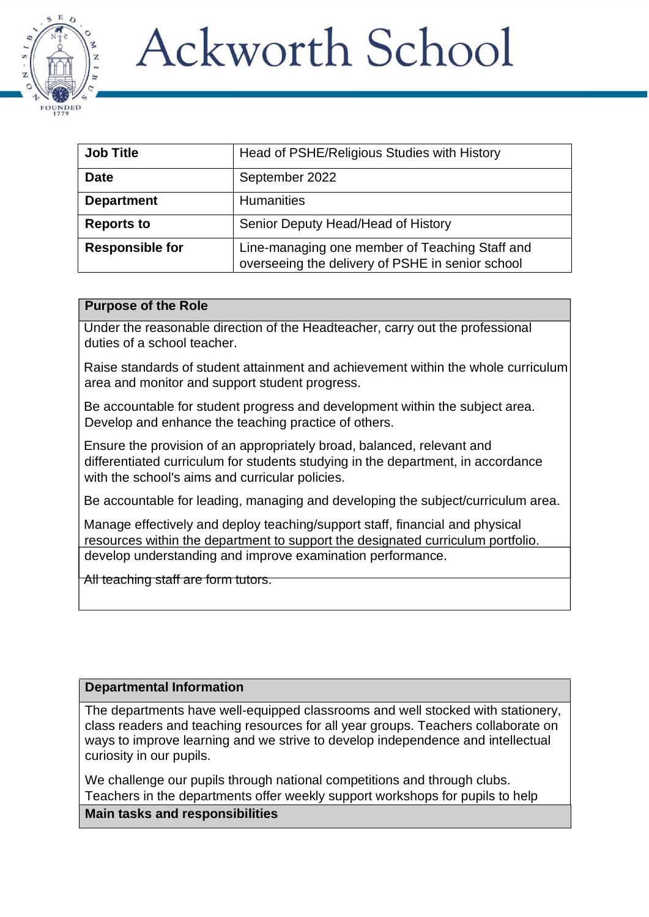# Ackworth School

| Job Title | Head of PSHE/Religious Studies with History |
|---|---|
| Date | September 2022 |
| Department | Humanities |
| Reports to | Senior Deputy Head/Head of History |
| Responsible for | Line-managing one member of Teaching Staff and overseeing the delivery of PSHE in senior school |

## Purpose of the Role

Under the reasonable direction of the Headteacher, carry out the professional duties of a school teacher.

Raise standards of student attainment and achievement within the whole curriculum area and monitor and support student progress.

Be accountable for student progress and development within the subject area. Develop and enhance the teaching practice of others.

Ensure the provision of an appropriately broad, balanced, relevant and differentiated curriculum for students studying in the department, in accordance with the school's aims and curricular policies.

Be accountable for leading, managing and developing the subject/curriculum area.

Manage effectively and deploy teaching/support staff, financial and physical resources within the department to support the designated curriculum portfolio.

develop understanding and improve examination performance.

All teaching staff are form tutors.

## Departmental Information

The departments have well-equipped classrooms and well stocked with stationery, class readers and teaching resources for all year groups. Teachers collaborate on ways to improve learning and we strive to develop independence and intellectual curiosity in our pupils.

We challenge our pupils through national competitions and through clubs. Teachers in the departments offer weekly support workshops for pupils to help

## Main tasks and responsibilities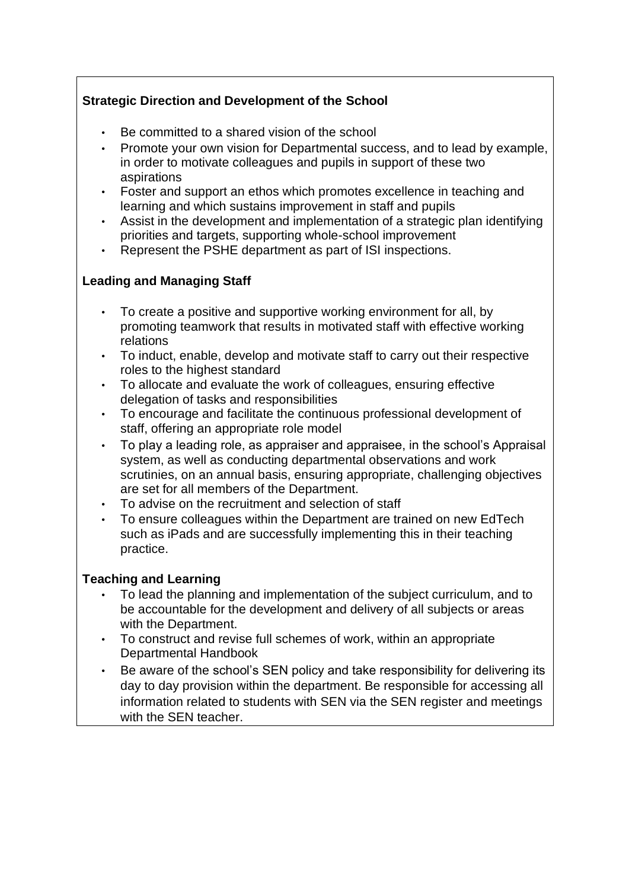**Strategic Direction and Development of the School**

- Be committed to a shared vision of the school
- Promote your own vision for Departmental success, and to lead by example, in order to motivate colleagues and pupils in support of these two aspirations
- Foster and support an ethos which promotes excellence in teaching and learning and which sustains improvement in staff and pupils
- Assist in the development and implementation of a strategic plan identifying priorities and targets, supporting whole-school improvement
- Represent the PSHE department as part of ISI inspections.

**Leading and Managing Staff**

- To create a positive and supportive working environment for all, by promoting teamwork that results in motivated staff with effective working relations
- To induct, enable, develop and motivate staff to carry out their respective roles to the highest standard
- To allocate and evaluate the work of colleagues, ensuring effective delegation of tasks and responsibilities
- To encourage and facilitate the continuous professional development of staff, offering an appropriate role model
- To play a leading role, as appraiser and appraisee, in the school's Appraisal system, as well as conducting departmental observations and work scrutinies, on an annual basis, ensuring appropriate, challenging objectives are set for all members of the Department.
- To advise on the recruitment and selection of staff
- To ensure colleagues within the Department are trained on new EdTech such as iPads and are successfully implementing this in their teaching practice.

**Teaching and Learning**

- To lead the planning and implementation of the subject curriculum, and to be accountable for the development and delivery of all subjects or areas with the Department.
- To construct and revise full schemes of work, within an appropriate Departmental Handbook
- Be aware of the school's SEN policy and take responsibility for delivering its day to day provision within the department. Be responsible for accessing all information related to students with SEN via the SEN register and meetings with the SEN teacher.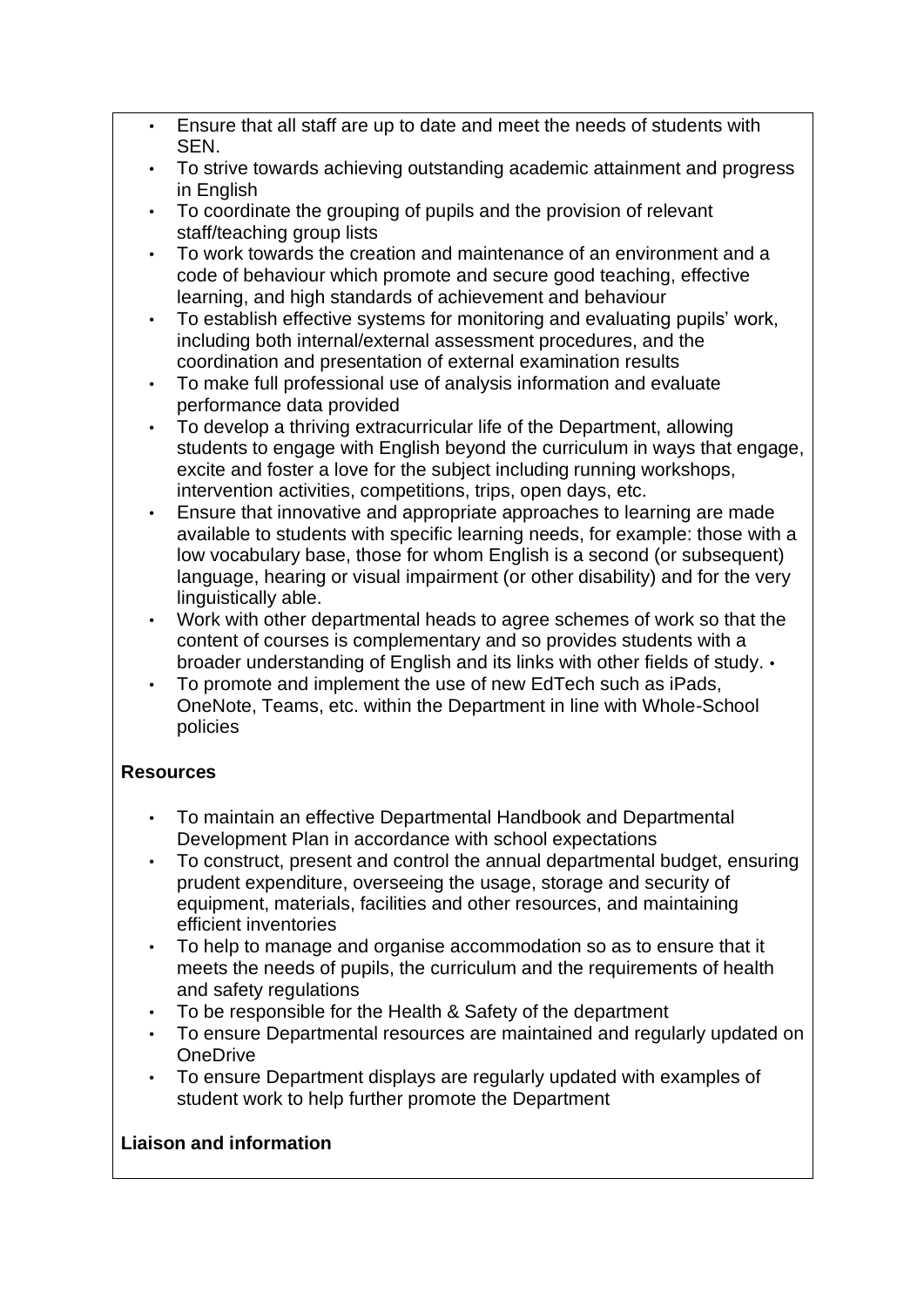- Ensure that all staff are up to date and meet the needs of students with SEN.
- To strive towards achieving outstanding academic attainment and progress in English
- To coordinate the grouping of pupils and the provision of relevant staff/teaching group lists
- To work towards the creation and maintenance of an environment and a code of behaviour which promote and secure good teaching, effective learning, and high standards of achievement and behaviour
- To establish effective systems for monitoring and evaluating pupils' work, including both internal/external assessment procedures, and the coordination and presentation of external examination results
- To make full professional use of analysis information and evaluate performance data provided
- To develop a thriving extracurricular life of the Department, allowing students to engage with English beyond the curriculum in ways that engage, excite and foster a love for the subject including running workshops, intervention activities, competitions, trips, open days, etc.
- Ensure that innovative and appropriate approaches to learning are made available to students with specific learning needs, for example: those with a low vocabulary base, those for whom English is a second (or subsequent) language, hearing or visual impairment (or other disability) and for the very linguistically able.
- Work with other departmental heads to agree schemes of work so that the content of courses is complementary and so provides students with a broader understanding of English and its links with other fields of study. •
- To promote and implement the use of new EdTech such as iPads, OneNote, Teams, etc. within the Department in line with Whole-School policies

**Resources**

- To maintain an effective Departmental Handbook and Departmental Development Plan in accordance with school expectations
- To construct, present and control the annual departmental budget, ensuring prudent expenditure, overseeing the usage, storage and security of equipment, materials, facilities and other resources, and maintaining efficient inventories
- To help to manage and organise accommodation so as to ensure that it meets the needs of pupils, the curriculum and the requirements of health and safety regulations
- To be responsible for the Health & Safety of the department
- To ensure Departmental resources are maintained and regularly updated on OneDrive
- To ensure Department displays are regularly updated with examples of student work to help further promote the Department

**Liaison and information**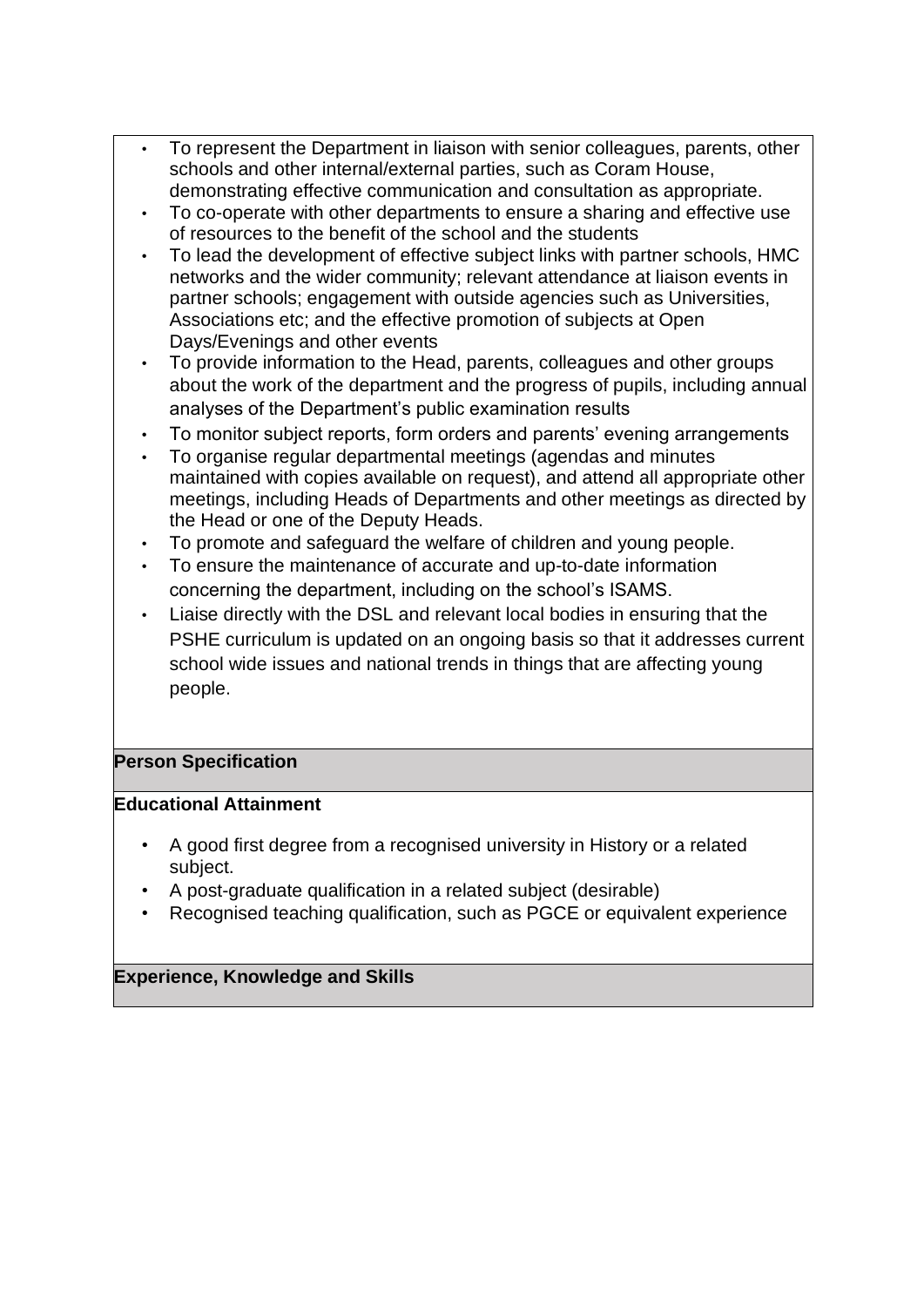- To represent the Department in liaison with senior colleagues, parents, other schools and other internal/external parties, such as Coram House, demonstrating effective communication and consultation as appropriate.
- To co-operate with other departments to ensure a sharing and effective use of resources to the benefit of the school and the students
- To lead the development of effective subject links with partner schools, HMC networks and the wider community; relevant attendance at liaison events in partner schools; engagement with outside agencies such as Universities, Associations etc; and the effective promotion of subjects at Open Days/Evenings and other events
- To provide information to the Head, parents, colleagues and other groups about the work of the department and the progress of pupils, including annual analyses of the Department's public examination results
- To monitor subject reports, form orders and parents' evening arrangements
- To organise regular departmental meetings (agendas and minutes maintained with copies available on request), and attend all appropriate other meetings, including Heads of Departments and other meetings as directed by the Head or one of the Deputy Heads.
- To promote and safeguard the welfare of children and young people.
- To ensure the maintenance of accurate and up-to-date information concerning the department, including on the school's ISAMS.
- Liaise directly with the DSL and relevant local bodies in ensuring that the PSHE curriculum is updated on an ongoing basis so that it addresses current school wide issues and national trends in things that are affecting young people.

**Person Specification**

**Educational Attainment**

- A good first degree from a recognised university in History or a related subject.
- A post-graduate qualification in a related subject (desirable)
- Recognised teaching qualification, such as PGCE or equivalent experience

**Experience, Knowledge and Skills**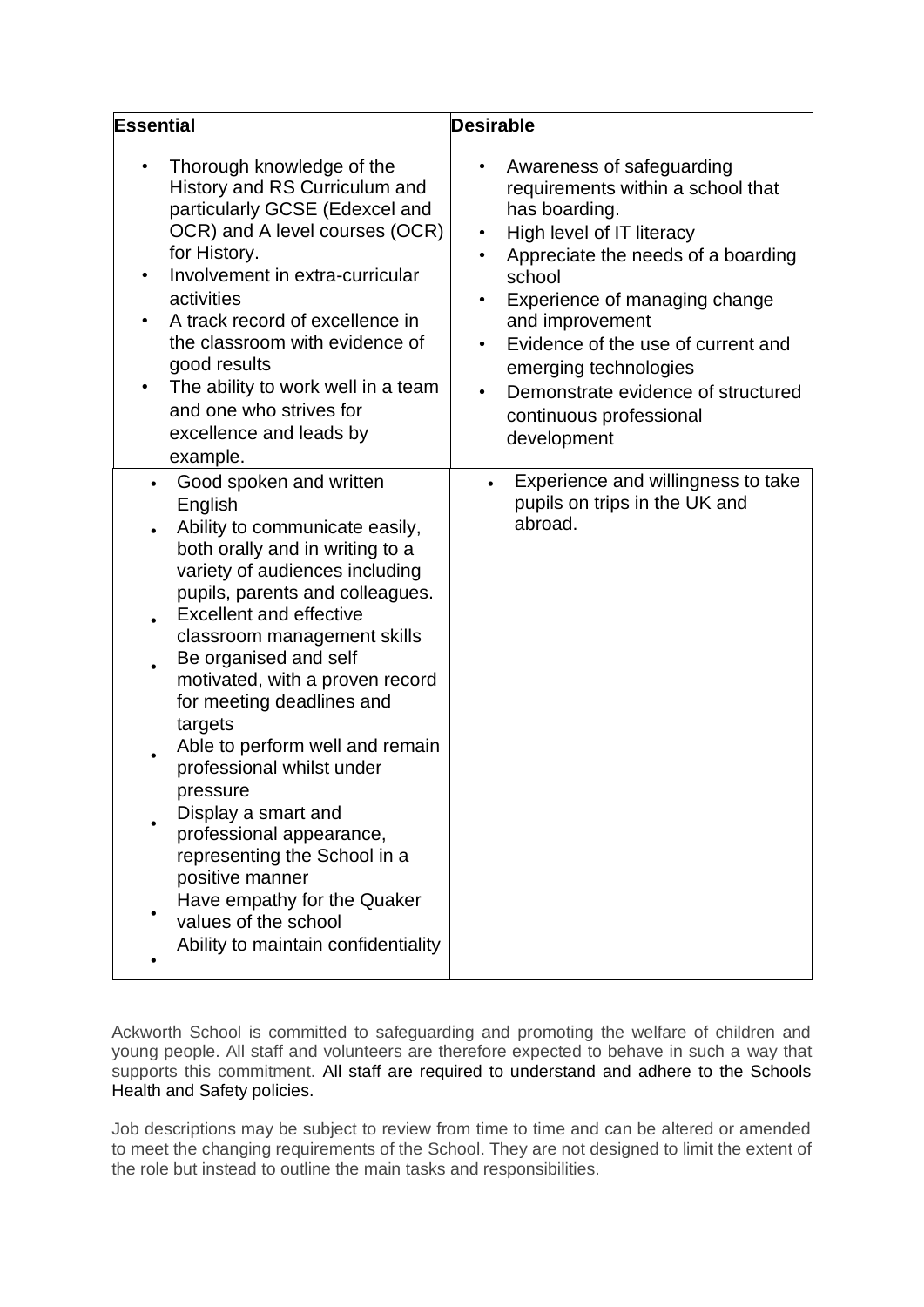| **Essential** | **Desirable** |
|---|---|
| • Thorough knowledge of the History and RS Curriculum and particularly GCSE (Edexcel and OCR) and A level courses (OCR) for History.<br>• Involvement in extra-curricular activities<br>• A track record of excellence in the classroom with evidence of good results<br>• The ability to work well in a team and one who strives for excellence and leads by example. | • Awareness of safeguarding requirements within a school that has boarding.<br>• High level of IT literacy<br>• Appreciate the needs of a boarding school<br>• Experience of managing change and improvement<br>• Evidence of the use of current and emerging technologies<br>• Demonstrate evidence of structured continuous professional development |
| • Good spoken and written English<br>• Ability to communicate easily, both orally and in writing to a variety of audiences including pupils, parents and colleagues.<br>• Excellent and effective classroom management skills<br>• Be organised and self motivated, with a proven record for meeting deadlines and targets<br>• Able to perform well and remain professional whilst under pressure<br>• Display a smart and professional appearance, representing the School in a positive manner<br>• Have empathy for the Quaker values of the school<br>• Ability to maintain confidentiality | • Experience and willingness to take pupils on trips in the UK and abroad. |

Ackworth School is committed to safeguarding and promoting the welfare of children and young people. All staff and volunteers are therefore expected to behave in such a way that supports this commitment. All staff are required to understand and adhere to the Schools Health and Safety policies.

Job descriptions may be subject to review from time to time and can be altered or amended to meet the changing requirements of the School. They are not designed to limit the extent of the role but instead to outline the main tasks and responsibilities.